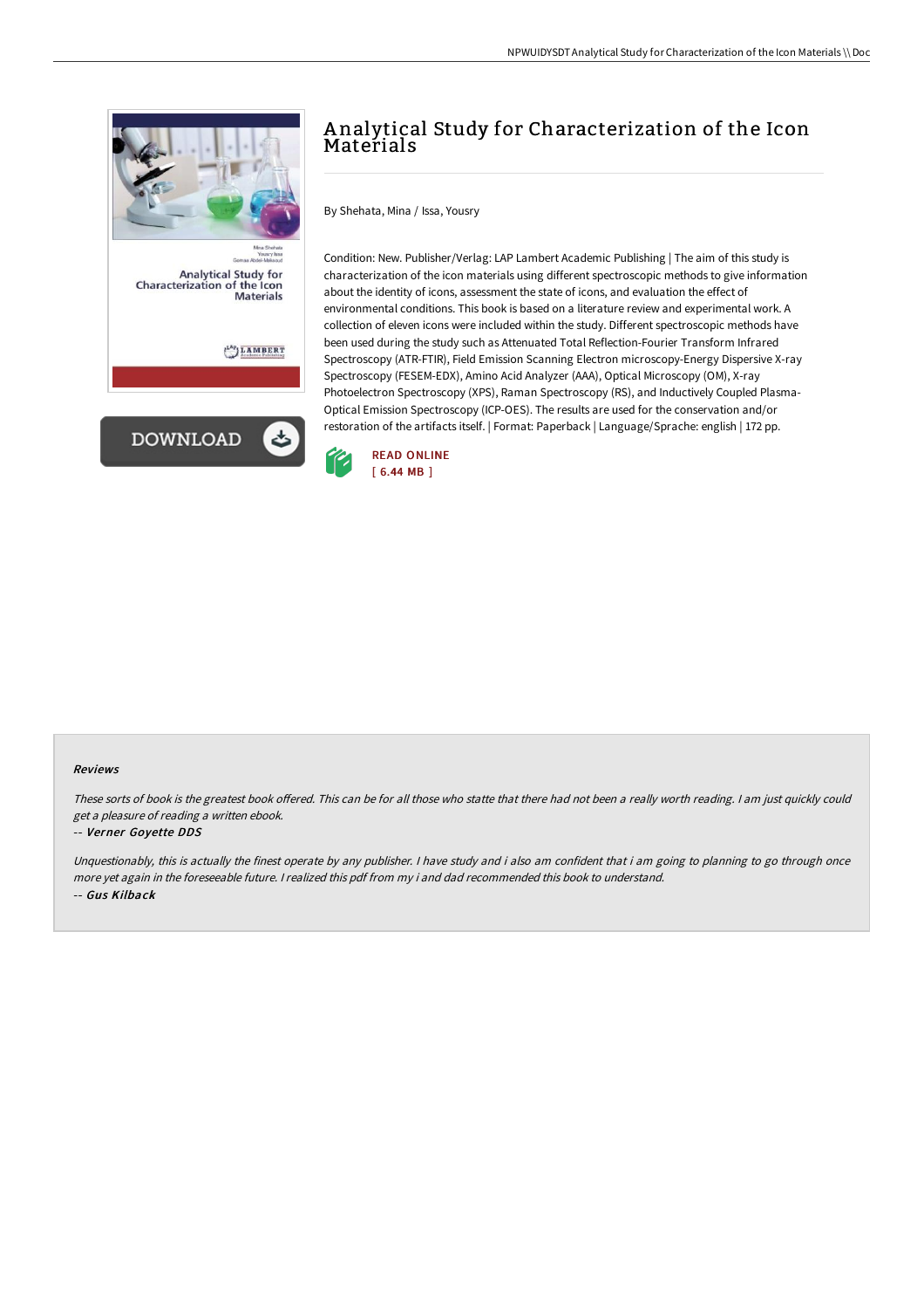# Analytical Study for Characterization of the Icon Materials

By Shehata, Mina / Issa, Yousry

Condition: New. Publisher/Verlag: LAP Lambert Academic Publishing | The aim of this study is characterization of the icon materials using different spectroscopic methods to give information about the identity of icons, assessment the state of icons, and evaluation the effect of environmental conditions. This book is based on a literature review and experimental work. A collection of eleven icons were included within the study. Different spectroscopic methods have been used during the study such as Attenuated Total Reflection-Fourier Transform Infrared Spectroscopy (ATR-FTIR), Field Emission Scanning Electron microscopy-Energy Dispersive X-ray Spectroscopy (FESEM-EDX), Amino Acid Analyzer (AAA), Optical Microscopy (OM), X-ray Photoelectron Spectroscopy (XPS), Raman Spectroscopy (RS), and Inductively Coupled Plasma-Optical Emission Spectroscopy (ICP-OES). The results are used for the conservation and/or restoration of the artifacts itself. | Format: Paperback | Language/Sprache: english | 172 pp.

READ ONLINE
[ 6.44 MB ]

### Reviews

*These sorts of book is the greatest book offered. This can be for all those who statte that there had not been a really worth reading. I am just quickly could get a pleasure of reading a written ebook.*

-- *Verner Goyette DDS*

*Unquestionably, this is actually the finest operate by any publisher. I have study and i also am confident that i am going to planning to go through once more yet again in the foreseeable future. I realized this pdf from my i and dad recommended this book to understand.*

-- *Gus Kilback*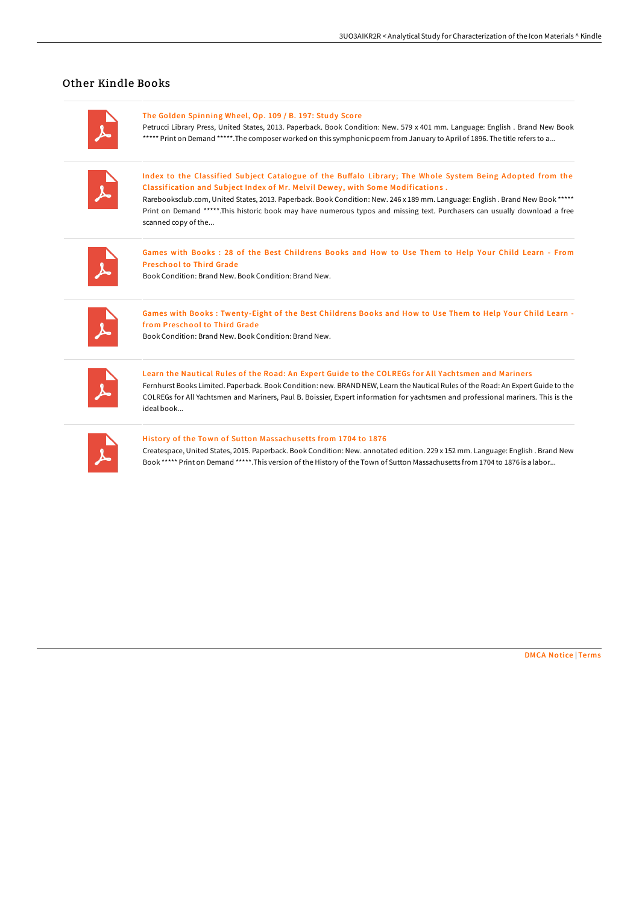## Other Kindle Books

### The Golden Spinning Wheel, Op. 109 / B. 197: Study Score

Petrucci Library Press, United States, 2013. Paperback. Book Condition: New. 579 x 401 mm. Language: English . Brand New Book ***** Print on Demand *****.The composer worked on this symphonic poem from January to April of 1896. The title refers to a...

### Index to the Classified Subject Catalogue of the Buffalo Library; The Whole System Being Adopted from the Classification and Subject Index of Mr. Melvil Dewey, with Some Modifications .

Rarebooksclub.com, United States, 2013. Paperback. Book Condition: New. 246 x 189 mm. Language: English . Brand New Book ***** Print on Demand *****.This historic book may have numerous typos and missing text. Purchasers can usually download a free scanned copy of the...

### Games with Books : 28 of the Best Childrens Books and How to Use Them to Help Your Child Learn - From Preschool to Third Grade

Book Condition: Brand New. Book Condition: Brand New.

### Games with Books : Twenty-Eight of the Best Childrens Books and How to Use Them to Help Your Child Learn - from Preschool to Third Grade

Book Condition: Brand New. Book Condition: Brand New.

### Learn the Nautical Rules of the Road: An Expert Guide to the COLREGs for All Yachtsmen and Mariners

Fernhurst Books Limited. Paperback. Book Condition: new. BRAND NEW, Learn the Nautical Rules of the Road: An Expert Guide to the COLREGs for All Yachtsmen and Mariners, Paul B. Boissier, Expert information for yachtsmen and professional mariners. This is the ideal book...

### History of the Town of Sutton Massachusetts from 1704 to 1876

Createspace, United States, 2015. Paperback. Book Condition: New. annotated edition. 229 x 152 mm. Language: English . Brand New Book ***** Print on Demand *****.This version of the History of the Town of Sutton Massachusetts from 1704 to 1876 is a labor...